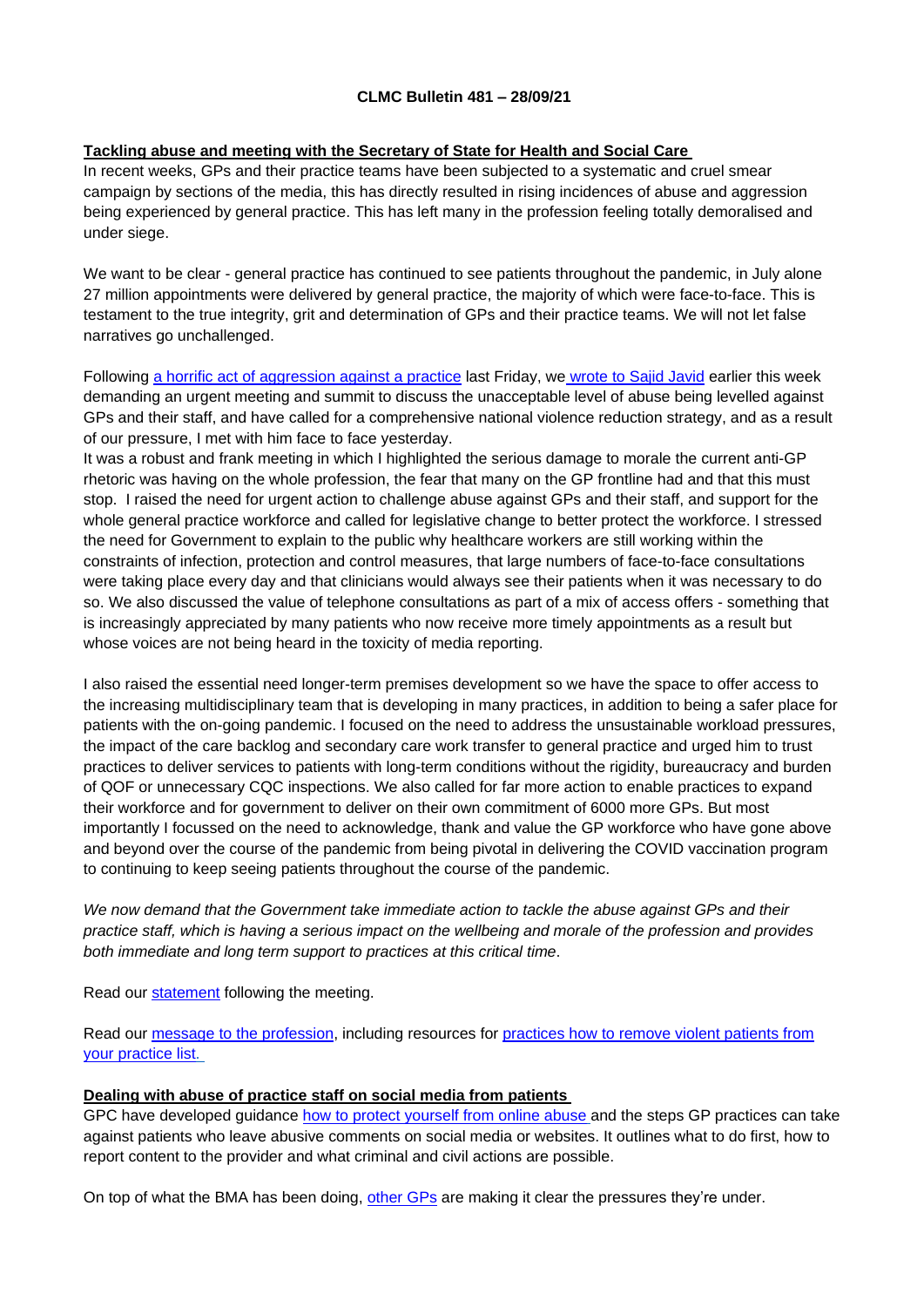**CLMC Bulletin 481 – 28/09/21**

## Tackling abuse and meeting with the Secretary of State for Health and Social Care

In recent weeks, GPs and their practice teams have been subjected to a systematic and cruel smear campaign by sections of the media, this has directly resulted in rising incidences of abuse and aggression being experienced by general practice. This has left many in the profession feeling totally demoralised and under siege.

We want to be clear - general practice has continued to see patients throughout the pandemic, in July alone 27 million appointments were delivered by general practice, the majority of which were face-to-face. This is testament to the true integrity, grit and determination of GPs and their practice teams. We will not let false narratives go unchallenged.

Following a horrific act of aggression against a practice last Friday, we wrote to Sajid Javid earlier this week demanding an urgent meeting and summit to discuss the unacceptable level of abuse being levelled against GPs and their staff, and have called for a comprehensive national violence reduction strategy, and as a result of our pressure, I met with him face to face yesterday.

It was a robust and frank meeting in which I highlighted the serious damage to morale the current anti-GP rhetoric was having on the whole profession, the fear that many on the GP frontline had and that this must stop. I raised the need for urgent action to challenge abuse against GPs and their staff, and support for the whole general practice workforce and called for legislative change to better protect the workforce. I stressed the need for Government to explain to the public why healthcare workers are still working within the constraints of infection, protection and control measures, that large numbers of face-to-face consultations were taking place every day and that clinicians would always see their patients when it was necessary to do so. We also discussed the value of telephone consultations as part of a mix of access offers - something that is increasingly appreciated by many patients who now receive more timely appointments as a result but whose voices are not being heard in the toxicity of media reporting.

I also raised the essential need longer-term premises development so we have the space to offer access to the increasing multidisciplinary team that is developing in many practices, in addition to being a safer place for patients with the on-going pandemic. I focused on the need to address the unsustainable workload pressures, the impact of the care backlog and secondary care work transfer to general practice and urged him to trust practices to deliver services to patients with long-term conditions without the rigidity, bureaucracy and burden of QOF or unnecessary CQC inspections. We also called for far more action to enable practices to expand their workforce and for government to deliver on their own commitment of 6000 more GPs. But most importantly I focussed on the need to acknowledge, thank and value the GP workforce who have gone above and beyond over the course of the pandemic from being pivotal in delivering the COVID vaccination program to continuing to keep seeing patients throughout the course of the pandemic.

*We now demand that the Government take immediate action to tackle the abuse against GPs and their practice staff, which is having a serious impact on the wellbeing and morale of the profession and provides both immediate and long term support to practices at this critical time*.

Read our statement following the meeting.

Read our message to the profession, including resources for practices how to remove violent patients from your practice list.

## Dealing with abuse of practice staff on social media from patients

GPC have developed guidance how to protect yourself from online abuse and the steps GP practices can take against patients who leave abusive comments on social media or websites. It outlines what to do first, how to report content to the provider and what criminal and civil actions are possible.

On top of what the BMA has been doing, other GPs are making it clear the pressures they're under.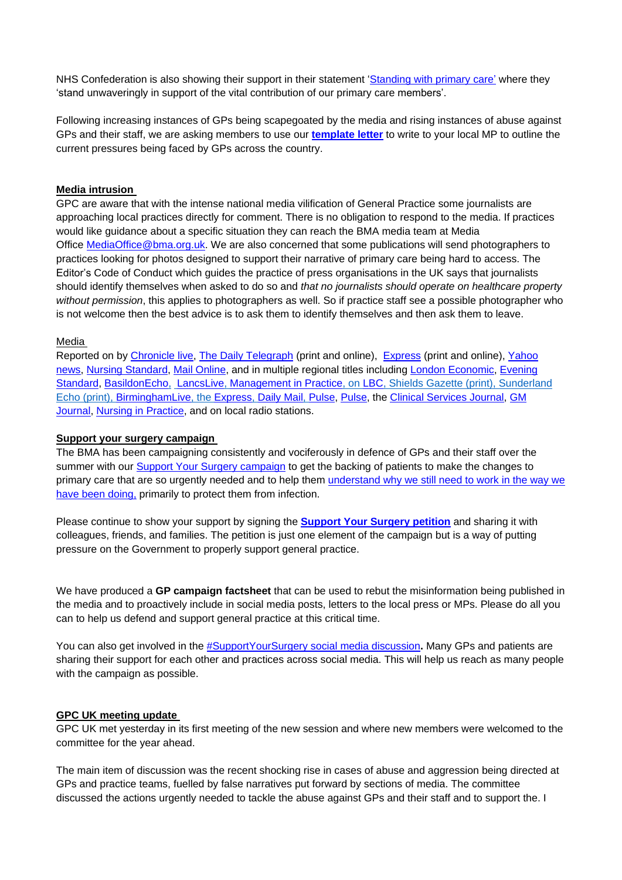NHS Confederation is also showing their support in their statement 'Standing with primary care' where they 'stand unwaveringly in support of the vital contribution of our primary care members'.

Following increasing instances of GPs being scapegoated by the media and rising instances of abuse against GPs and their staff, we are asking members to use our **template letter** to write to your local MP to outline the current pressures being faced by GPs across the country.

**Media intrusion**

GPC are aware that with the intense national media vilification of General Practice some journalists are approaching local practices directly for comment. There is no obligation to respond to the media. If practices would like guidance about a specific situation they can reach the BMA media team at Media Office MediaOffice@bma.org.uk. We are also concerned that some publications will send photographers to practices looking for photos designed to support their narrative of primary care being hard to access. The Editor's Code of Conduct which guides the practice of press organisations in the UK says that journalists should identify themselves when asked to do so and *that no journalists should operate on healthcare property without permission*, this applies to photographers as well. So if practice staff see a possible photographer who is not welcome then the best advice is to ask them to identify themselves and then ask them to leave.

Media

Reported on by Chronicle live, The Daily Telegraph (print and online), Express (print and online), Yahoo news, Nursing Standard, Mail Online, and in multiple regional titles including London Economic, Evening Standard, BasildonEcho, LancsLive, Management in Practice, on LBC, Shields Gazette (print), Sunderland Echo (print), BirminghamLive, the Express, Daily Mail, Pulse, Pulse, the Clinical Services Journal, GM Journal, Nursing in Practice, and on local radio stations.

**Support your surgery campaign**

The BMA has been campaigning consistently and vociferously in defence of GPs and their staff over the summer with our Support Your Surgery campaign to get the backing of patients to make the changes to primary care that are so urgently needed and to help them understand why we still need to work in the way we have been doing, primarily to protect them from infection.

Please continue to show your support by signing the **Support Your Surgery petition** and sharing it with colleagues, friends, and families. The petition is just one element of the campaign but is a way of putting pressure on the Government to properly support general practice.

We have produced a **GP campaign factsheet** that can be used to rebut the misinformation being published in the media and to proactively include in social media posts, letters to the local press or MPs. Please do all you can to help us defend and support general practice at this critical time.

You can also get involved in the #SupportYourSurgery social media discussion**.** Many GPs and patients are sharing their support for each other and practices across social media. This will help us reach as many people with the campaign as possible.

**GPC UK meeting update**

GPC UK met yesterday in its first meeting of the new session and where new members were welcomed to the committee for the year ahead.

The main item of discussion was the recent shocking rise in cases of abuse and aggression being directed at GPs and practice teams, fuelled by false narratives put forward by sections of media. The committee discussed the actions urgently needed to tackle the abuse against GPs and their staff and to support the. I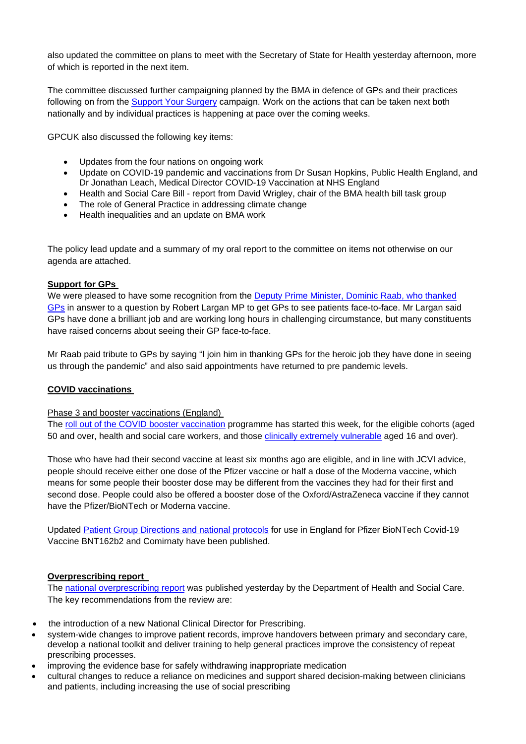also updated the committee on plans to meet with the Secretary of State for Health yesterday afternoon, more of which is reported in the next item.

The committee discussed further campaigning planned by the BMA in defence of GPs and their practices following on from the [Support Your Surgery]() campaign. Work on the actions that can be taken next both nationally and by individual practices is happening at pace over the coming weeks.

GPCUK also discussed the following key items:

- Updates from the four nations on ongoing work
- Update on COVID-19 pandemic and vaccinations from Dr Susan Hopkins, Public Health England, and Dr Jonathan Leach, Medical Director COVID-19 Vaccination at NHS England
- Health and Social Care Bill - report from David Wrigley, chair of the BMA health bill task group
- The role of General Practice in addressing climate change
- Health inequalities and an update on BMA work

The policy lead update and a summary of my oral report to the committee on items not otherwise on our agenda are attached.

**Support for GPs**

We were pleased to have some recognition from the [Deputy Prime Minister, Dominic Raab, who thanked GPs]() in answer to a question by Robert Largan MP to get GPs to see patients face-to-face. Mr Largan said GPs have done a brilliant job and are working long hours in challenging circumstance, but many constituents have raised concerns about seeing their GP face-to-face.

Mr Raab paid tribute to GPs by saying "I join him in thanking GPs for the heroic job they have done in seeing us through the pandemic" and also said appointments have returned to pre pandemic levels.

**COVID vaccinations**

Phase 3 and booster vaccinations (England)

The [roll out of the COVID booster vaccination]() programme has started this week, for the eligible cohorts (aged 50 and over, health and social care workers, and those [clinically extremely vulnerable]() aged 16 and over).

Those who have had their second vaccine at least six months ago are eligible, and in line with JCVI advice, people should receive either one dose of the Pfizer vaccine or half a dose of the Moderna vaccine, which means for some people their booster dose may be different from the vaccines they had for their first and second dose. People could also be offered a booster dose of the Oxford/AstraZeneca vaccine if they cannot have the Pfizer/BioNTech or Moderna vaccine.

Updated [Patient Group Directions and national protocols]() for use in England for Pfizer BioNTech Covid-19 Vaccine BNT162b2 and Comirnaty have been published.

**Overprescribing report**

The [national overprescribing report]() was published yesterday by the Department of Health and Social Care. The key recommendations from the review are:

- the introduction of a new National Clinical Director for Prescribing.
- system-wide changes to improve patient records, improve handovers between primary and secondary care, develop a national toolkit and deliver training to help general practices improve the consistency of repeat prescribing processes.
- improving the evidence base for safely withdrawing inappropriate medication
- cultural changes to reduce a reliance on medicines and support shared decision-making between clinicians and patients, including increasing the use of social prescribing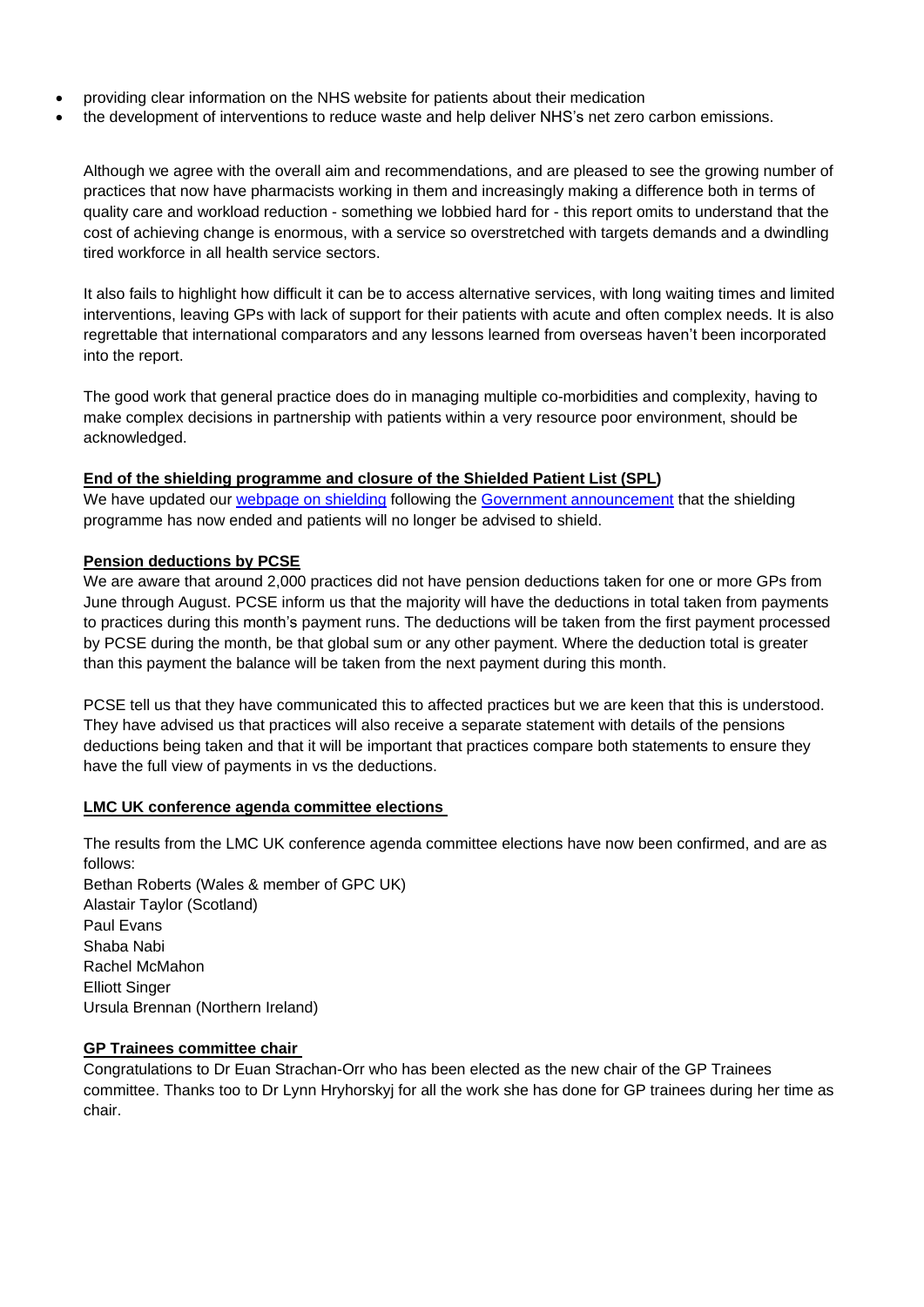- providing clear information on the NHS website for patients about their medication
- the development of interventions to reduce waste and help deliver NHS's net zero carbon emissions.

Although we agree with the overall aim and recommendations, and are pleased to see the growing number of practices that now have pharmacists working in them and increasingly making a difference both in terms of quality care and workload reduction - something we lobbied hard for - this report omits to understand that the cost of achieving change is enormous, with a service so overstretched with targets demands and a dwindling tired workforce in all health service sectors.

It also fails to highlight how difficult it can be to access alternative services, with long waiting times and limited interventions, leaving GPs with lack of support for their patients with acute and often complex needs. It is also regrettable that international comparators and any lessons learned from overseas haven't been incorporated into the report.

The good work that general practice does do in managing multiple co-morbidities and complexity, having to make complex decisions in partnership with patients within a very resource poor environment, should be acknowledged.

**End of the shielding programme and closure of the Shielded Patient List (SPL)**

We have updated our webpage on shielding following the Government announcement that the shielding programme has now ended and patients will no longer be advised to shield.

**Pension deductions by PCSE**

We are aware that around 2,000 practices did not have pension deductions taken for one or more GPs from June through August. PCSE inform us that the majority will have the deductions in total taken from payments to practices during this month's payment runs. The deductions will be taken from the first payment processed by PCSE during the month, be that global sum or any other payment. Where the deduction total is greater than this payment the balance will be taken from the next payment during this month.

PCSE tell us that they have communicated this to affected practices but we are keen that this is understood. They have advised us that practices will also receive a separate statement with details of the pensions deductions being taken and that it will be important that practices compare both statements to ensure they have the full view of payments in vs the deductions.

**LMC UK conference agenda committee elections**

The results from the LMC UK conference agenda committee elections have now been confirmed, and are as follows:

Bethan Roberts (Wales & member of GPC UK)
Alastair Taylor (Scotland)
Paul Evans
Shaba Nabi
Rachel McMahon
Elliott Singer
Ursula Brennan (Northern Ireland)

**GP Trainees committee chair**

Congratulations to Dr Euan Strachan-Orr who has been elected as the new chair of the GP Trainees committee. Thanks too to Dr Lynn Hryhorskyj for all the work she has done for GP trainees during her time as chair.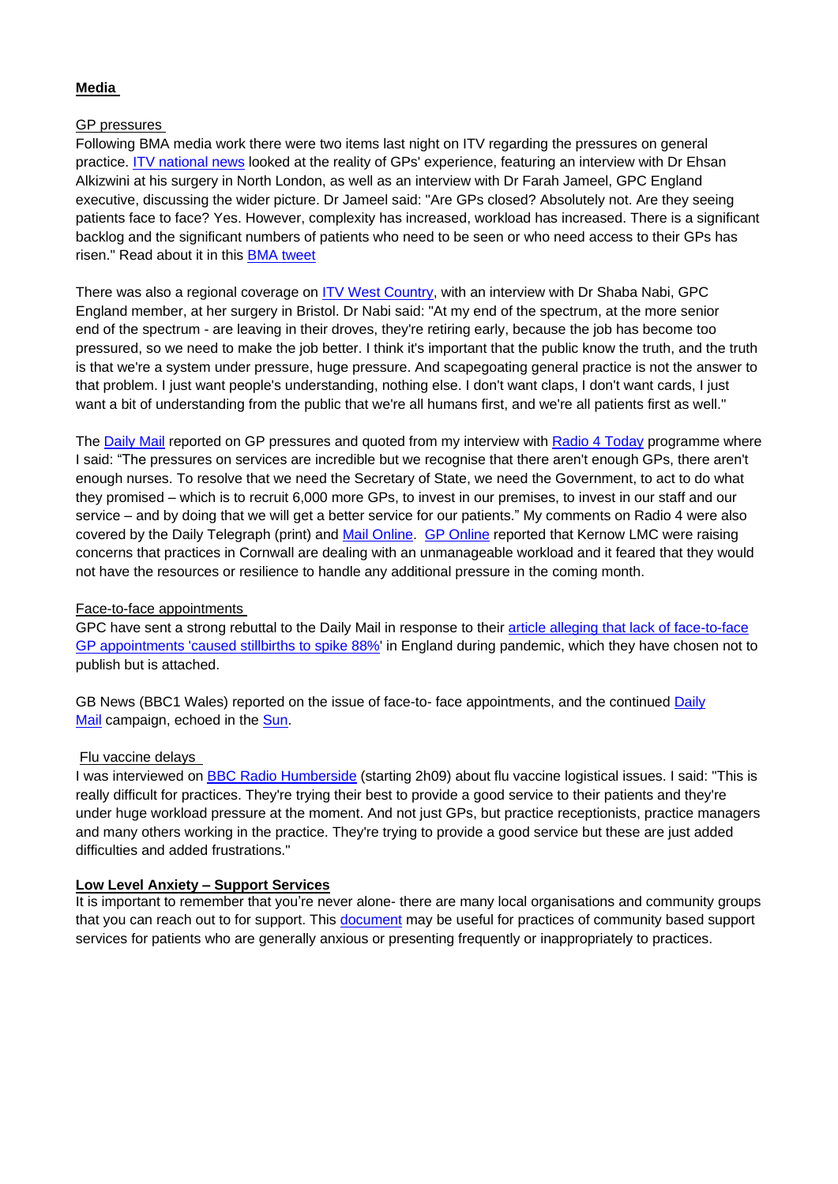## Media

### GP pressures

Following BMA media work there were two items last night on ITV regarding the pressures on general practice. ITV national news looked at the reality of GPs' experience, featuring an interview with Dr Ehsan Alkizwini at his surgery in North London, as well as an interview with Dr Farah Jameel, GPC England executive, discussing the wider picture. Dr Jameel said: "Are GPs closed? Absolutely not. Are they seeing patients face to face? Yes. However, complexity has increased, workload has increased. There is a significant backlog and the significant numbers of patients who need to be seen or who need access to their GPs has risen." Read about it in this BMA tweet

There was also a regional coverage on ITV West Country, with an interview with Dr Shaba Nabi, GPC England member, at her surgery in Bristol. Dr Nabi said: "At my end of the spectrum, at the more senior end of the spectrum - are leaving in their droves, they're retiring early, because the job has become too pressured, so we need to make the job better. I think it's important that the public know the truth, and the truth is that we're a system under pressure, huge pressure. And scapegoating general practice is not the answer to that problem. I just want people's understanding, nothing else. I don't want claps, I don't want cards, I just want a bit of understanding from the public that we're all humans first, and we're all patients first as well."

The Daily Mail reported on GP pressures and quoted from my interview with Radio 4 Today programme where I said: "The pressures on services are incredible but we recognise that there aren't enough GPs, there aren't enough nurses. To resolve that we need the Secretary of State, we need the Government, to act to do what they promised – which is to recruit 6,000 more GPs, to invest in our premises, to invest in our staff and our service – and by doing that we will get a better service for our patients." My comments on Radio 4 were also covered by the Daily Telegraph (print) and Mail Online. GP Online reported that Kernow LMC were raising concerns that practices in Cornwall are dealing with an unmanageable workload and it feared that they would not have the resources or resilience to handle any additional pressure in the coming month.

### Face-to-face appointments

GPC have sent a strong rebuttal to the Daily Mail in response to their article alleging that lack of face-to-face GP appointments 'caused stillbirths to spike 88%' in England during pandemic, which they have chosen not to publish but is attached.

GB News (BBC1 Wales) reported on the issue of face-to- face appointments, and the continued Daily Mail campaign, echoed in the Sun.

### Flu vaccine delays

I was interviewed on BBC Radio Humberside (starting 2h09) about flu vaccine logistical issues. I said: "This is really difficult for practices. They're trying their best to provide a good service to their patients and they're under huge workload pressure at the moment. And not just GPs, but practice receptionists, practice managers and many others working in the practice. They're trying to provide a good service but these are just added difficulties and added frustrations."

## Low Level Anxiety – Support Services

It is important to remember that you're never alone- there are many local organisations and community groups that you can reach out to for support. This document may be useful for practices of community based support services for patients who are generally anxious or presenting frequently or inappropriately to practices.